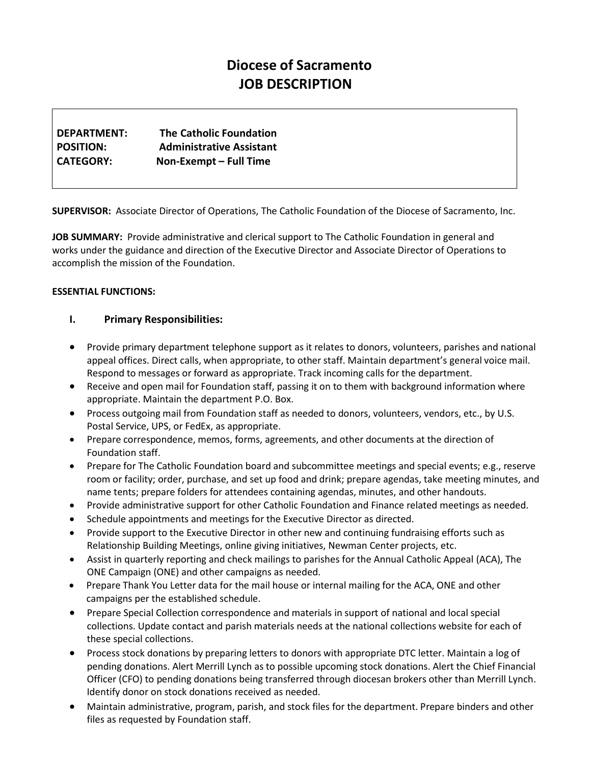# Diocese of Sacramento
# JOB DESCRIPTION

**DEPARTMENT:** The Catholic Foundation
**POSITION:** Administrative Assistant
**CATEGORY:** Non-Exempt – Full Time

**SUPERVISOR:** Associate Director of Operations, The Catholic Foundation of the Diocese of Sacramento, Inc.

**JOB SUMMARY:** Provide administrative and clerical support to The Catholic Foundation in general and works under the guidance and direction of the Executive Director and Associate Director of Operations to accomplish the mission of the Foundation.

**ESSENTIAL FUNCTIONS:**

### I. Primary Responsibilities:

- Provide primary department telephone support as it relates to donors, volunteers, parishes and national appeal offices. Direct calls, when appropriate, to other staff. Maintain department's general voice mail. Respond to messages or forward as appropriate. Track incoming calls for the department.
- Receive and open mail for Foundation staff, passing it on to them with background information where appropriate. Maintain the department P.O. Box.
- Process outgoing mail from Foundation staff as needed to donors, volunteers, vendors, etc., by U.S. Postal Service, UPS, or FedEx, as appropriate.
- Prepare correspondence, memos, forms, agreements, and other documents at the direction of Foundation staff.
- Prepare for The Catholic Foundation board and subcommittee meetings and special events; e.g., reserve room or facility; order, purchase, and set up food and drink; prepare agendas, take meeting minutes, and name tents; prepare folders for attendees containing agendas, minutes, and other handouts.
- Provide administrative support for other Catholic Foundation and Finance related meetings as needed.
- Schedule appointments and meetings for the Executive Director as directed.
- Provide support to the Executive Director in other new and continuing fundraising efforts such as Relationship Building Meetings, online giving initiatives, Newman Center projects, etc.
- Assist in quarterly reporting and check mailings to parishes for the Annual Catholic Appeal (ACA), The ONE Campaign (ONE) and other campaigns as needed.
- Prepare Thank You Letter data for the mail house or internal mailing for the ACA, ONE and other campaigns per the established schedule.
- Prepare Special Collection correspondence and materials in support of national and local special collections. Update contact and parish materials needs at the national collections website for each of these special collections.
- Process stock donations by preparing letters to donors with appropriate DTC letter. Maintain a log of pending donations. Alert Merrill Lynch as to possible upcoming stock donations. Alert the Chief Financial Officer (CFO) to pending donations being transferred through diocesan brokers other than Merrill Lynch. Identify donor on stock donations received as needed.
- Maintain administrative, program, parish, and stock files for the department. Prepare binders and other files as requested by Foundation staff.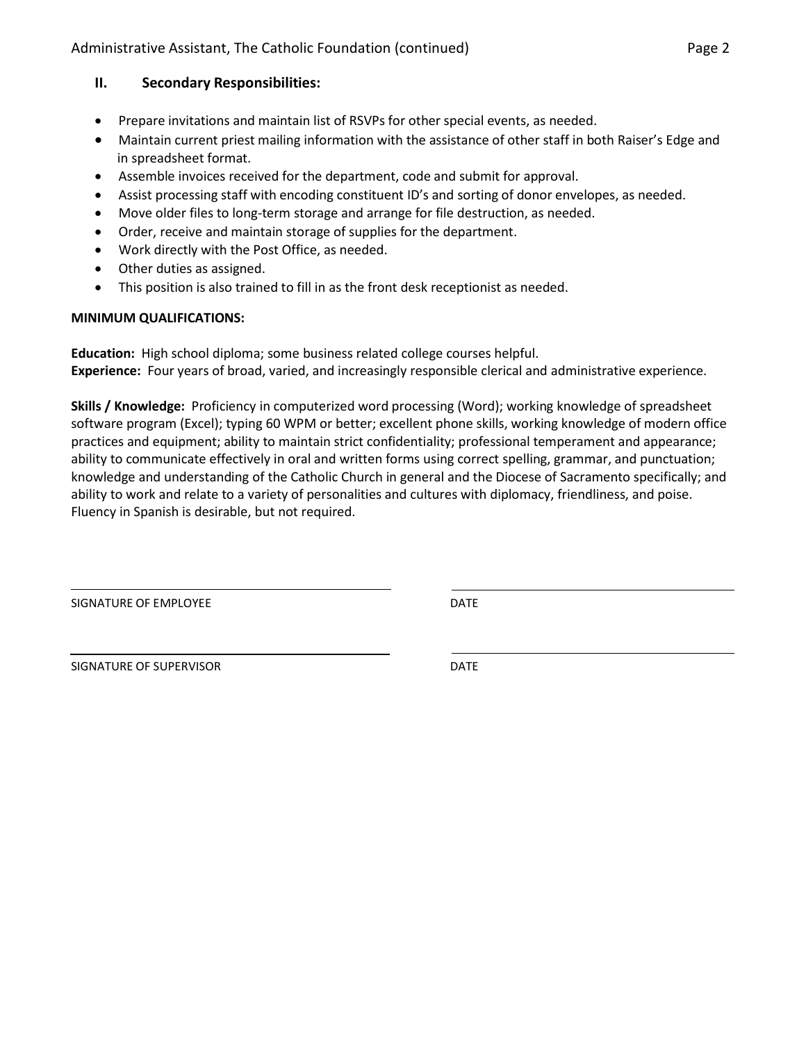## II. Secondary Responsibilities:

- Prepare invitations and maintain list of RSVPs for other special events, as needed.
- Maintain current priest mailing information with the assistance of other staff in both Raiser's Edge and in spreadsheet format.
- Assemble invoices received for the department, code and submit for approval.
- Assist processing staff with encoding constituent ID's and sorting of donor envelopes, as needed.
- Move older files to long-term storage and arrange for file destruction, as needed.
- Order, receive and maintain storage of supplies for the department.
- Work directly with the Post Office, as needed.
- Other duties as assigned.
- This position is also trained to fill in as the front desk receptionist as needed.

**MINIMUM QUALIFICATIONS:**

**Education:** High school diploma; some business related college courses helpful.
**Experience:** Four years of broad, varied, and increasingly responsible clerical and administrative experience.

**Skills / Knowledge:** Proficiency in computerized word processing (Word); working knowledge of spreadsheet software program (Excel); typing 60 WPM or better; excellent phone skills, working knowledge of modern office practices and equipment; ability to maintain strict confidentiality; professional temperament and appearance; ability to communicate effectively in oral and written forms using correct spelling, grammar, and punctuation; knowledge and understanding of the Catholic Church in general and the Diocese of Sacramento specifically; and ability to work and relate to a variety of personalities and cultures with diplomacy, friendliness, and poise. Fluency in Spanish is desirable, but not required.

SIGNATURE OF EMPLOYEE _______________ DATE _______________

SIGNATURE OF SUPERVISOR _______________ DATE _______________